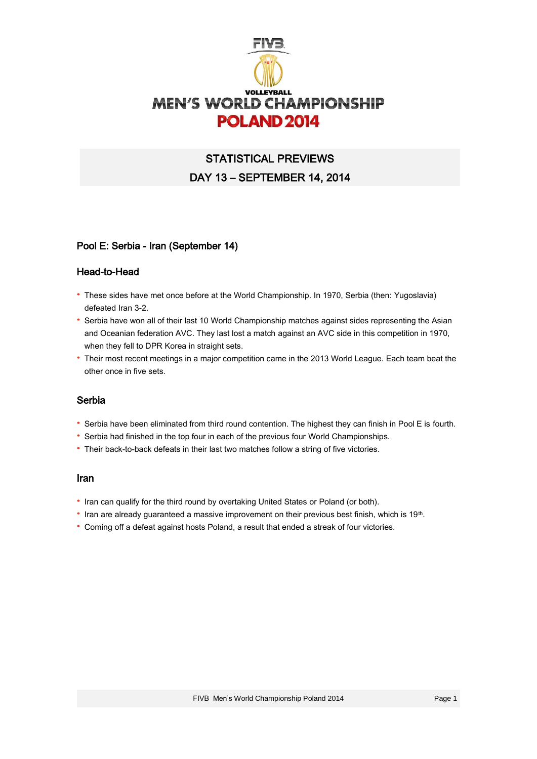# FIVB VOLLEYBALL MEN'S WORLD CHAMPIONSHIP POLAND 2014

## STATISTICAL PREVIEWS

## DAY 13 – SEPTEMBER 14, 2014

### Pool E: Serbia - Iran (September 14)

#### Head-to-Head

- These sides have met once before at the World Championship. In 1970, Serbia (then: Yugoslavia) defeated Iran 3-2.
- Serbia have won all of their last 10 World Championship matches against sides representing the Asian and Oceanian federation AVC. They last lost a match against an AVC side in this competition in 1970, when they fell to DPR Korea in straight sets.
- Their most recent meetings in a major competition came in the 2013 World League. Each team beat the other once in five sets.

#### Serbia

- Serbia have been eliminated from third round contention. The highest they can finish in Pool E is fourth.
- Serbia had finished in the top four in each of the previous four World Championships.
- Their back-to-back defeats in their last two matches follow a string of five victories.

#### Iran

- Iran can qualify for the third round by overtaking United States or Poland (or both).
- Iran are already guaranteed a massive improvement on their previous best finish, which is 19th.
- Coming off a defeat against hosts Poland, a result that ended a streak of four victories.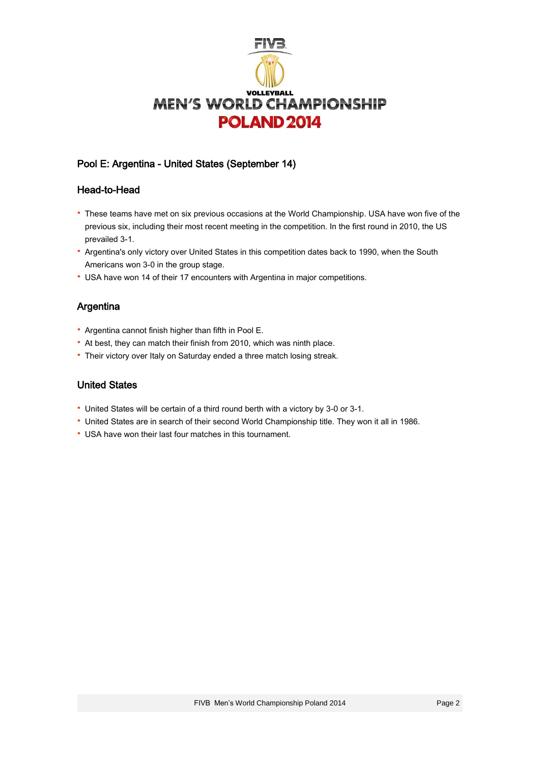## Pool E: Argentina - United States (September 14)

### Head-to-Head

- These teams have met on six previous occasions at the World Championship. USA have won five of the previous six, including their most recent meeting in the competition. In the first round in 2010, the US prevailed 3-1.
- Argentina's only victory over United States in this competition dates back to 1990, when the South Americans won 3-0 in the group stage.
- USA have won 14 of their 17 encounters with Argentina in major competitions.

### Argentina

- Argentina cannot finish higher than fifth in Pool E.
- At best, they can match their finish from 2010, which was ninth place.
- Their victory over Italy on Saturday ended a three match losing streak.

### United States

- United States will be certain of a third round berth with a victory by 3-0 or 3-1.
- United States are in search of their second World Championship title. They won it all in 1986.
- USA have won their last four matches in this tournament.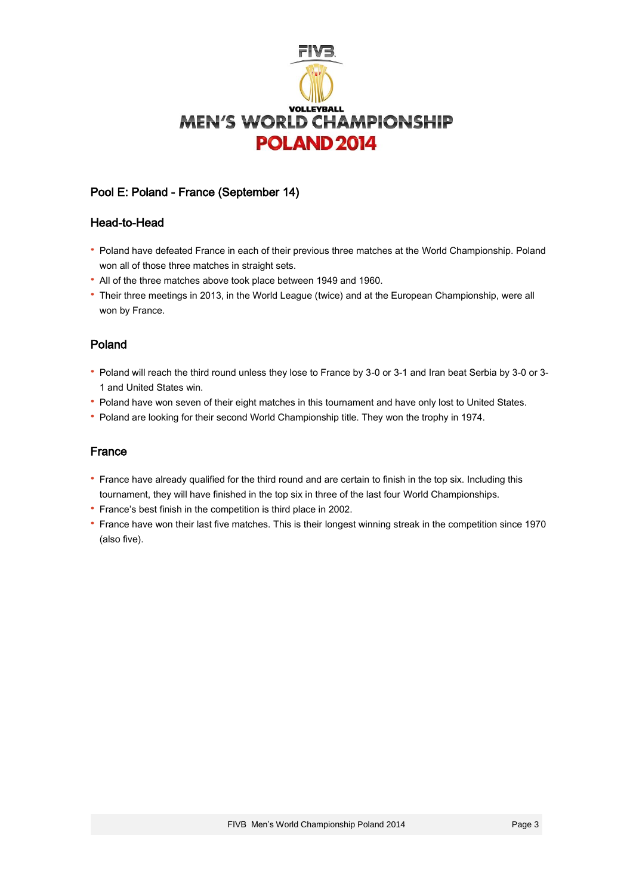## Pool E: Poland - France (September 14)

### Head-to-Head

- Poland have defeated France in each of their previous three matches at the World Championship. Poland won all of those three matches in straight sets.
- All of the three matches above took place between 1949 and 1960.
- Their three meetings in 2013, in the World League (twice) and at the European Championship, were all won by France.

### Poland

- Poland will reach the third round unless they lose to France by 3-0 or 3-1 and Iran beat Serbia by 3-0 or 3-1 and United States win.
- Poland have won seven of their eight matches in this tournament and have only lost to United States.
- Poland are looking for their second World Championship title. They won the trophy in 1974.

### France

- France have already qualified for the third round and are certain to finish in the top six. Including this tournament, they will have finished in the top six in three of the last four World Championships.
- France's best finish in the competition is third place in 2002.
- France have won their last five matches. This is their longest winning streak in the competition since 1970 (also five).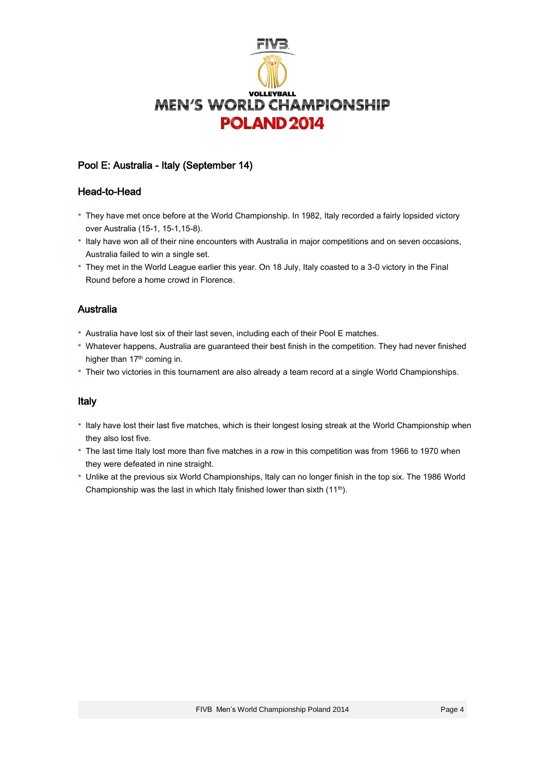## Pool E: Australia - Italy (September 14)

### Head-to-Head

- They have met once before at the World Championship. In 1982, Italy recorded a fairly lopsided victory over Australia (15-1, 15-1,15-8).
- Italy have won all of their nine encounters with Australia in major competitions and on seven occasions, Australia failed to win a single set.
- They met in the World League earlier this year. On 18 July, Italy coasted to a 3-0 victory in the Final Round before a home crowd in Florence.

### Australia

- Australia have lost six of their last seven, including each of their Pool E matches.
- Whatever happens, Australia are guaranteed their best finish in the competition. They had never finished higher than 17th coming in.
- Their two victories in this tournament are also already a team record at a single World Championships.

### Italy

- Italy have lost their last five matches, which is their longest losing streak at the World Championship when they also lost five.
- The last time Italy lost more than five matches in a row in this competition was from 1966 to 1970 when they were defeated in nine straight.
- Unlike at the previous six World Championships, Italy can no longer finish in the top six. The 1986 World Championship was the last in which Italy finished lower than sixth (11th).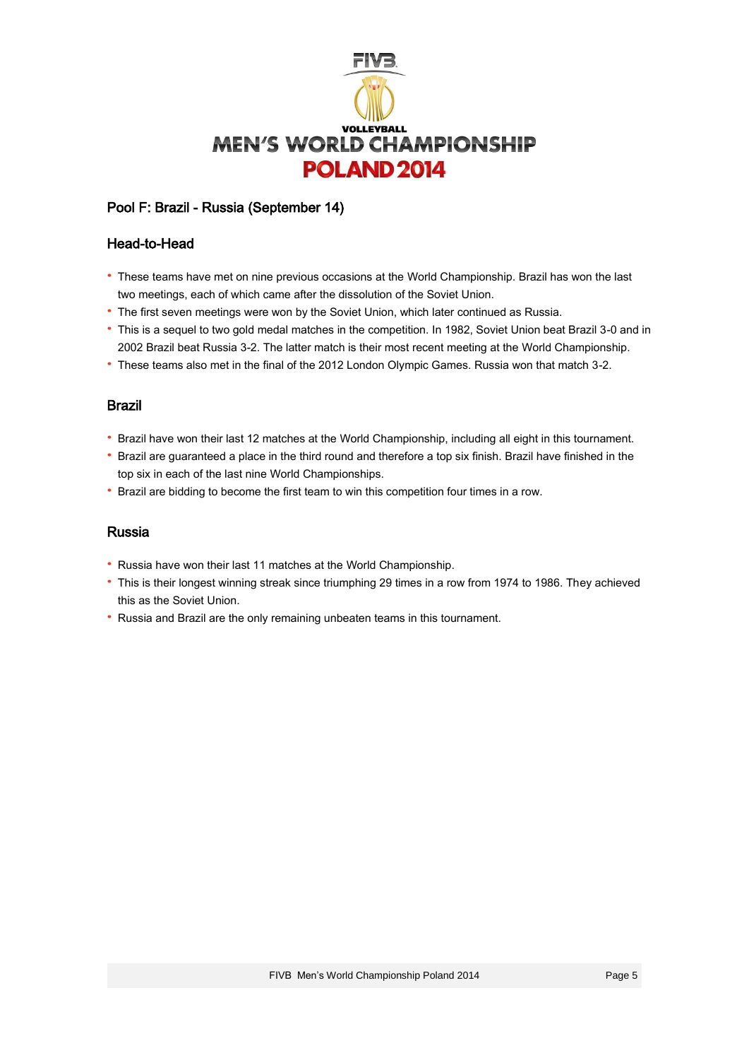## Pool F: Brazil - Russia (September 14)

### Head-to-Head

- These teams have met on nine previous occasions at the World Championship. Brazil has won the last two meetings, each of which came after the dissolution of the Soviet Union.
- The first seven meetings were won by the Soviet Union, which later continued as Russia.
- This is a sequel to two gold medal matches in the competition. In 1982, Soviet Union beat Brazil 3-0 and in 2002 Brazil beat Russia 3-2. The latter match is their most recent meeting at the World Championship.
- These teams also met in the final of the 2012 London Olympic Games. Russia won that match 3-2.

### Brazil

- Brazil have won their last 12 matches at the World Championship, including all eight in this tournament.
- Brazil are guaranteed a place in the third round and therefore a top six finish. Brazil have finished in the top six in each of the last nine World Championships.
- Brazil are bidding to become the first team to win this competition four times in a row.

### Russia

- Russia have won their last 11 matches at the World Championship.
- This is their longest winning streak since triumphing 29 times in a row from 1974 to 1986. They achieved this as the Soviet Union.
- Russia and Brazil are the only remaining unbeaten teams in this tournament.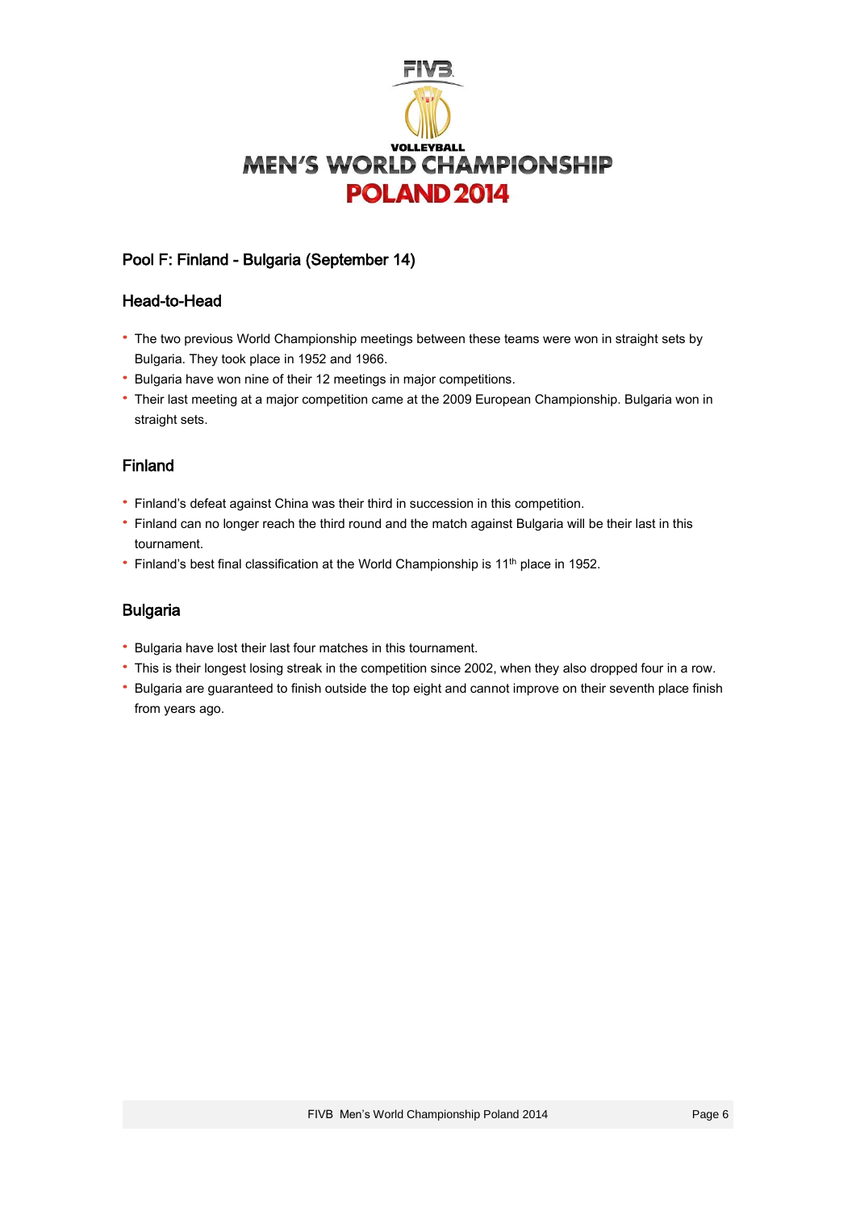## Pool F: Finland - Bulgaria (September 14)

### Head-to-Head

- The two previous World Championship meetings between these teams were won in straight sets by Bulgaria. They took place in 1952 and 1966.
- Bulgaria have won nine of their 12 meetings in major competitions.
- Their last meeting at a major competition came at the 2009 European Championship. Bulgaria won in straight sets.

### Finland

- Finland's defeat against China was their third in succession in this competition.
- Finland can no longer reach the third round and the match against Bulgaria will be their last in this tournament.
- Finland's best final classification at the World Championship is 11th place in 1952.

### Bulgaria

- Bulgaria have lost their last four matches in this tournament.
- This is their longest losing streak in the competition since 2002, when they also dropped four in a row.
- Bulgaria are guaranteed to finish outside the top eight and cannot improve on their seventh place finish from years ago.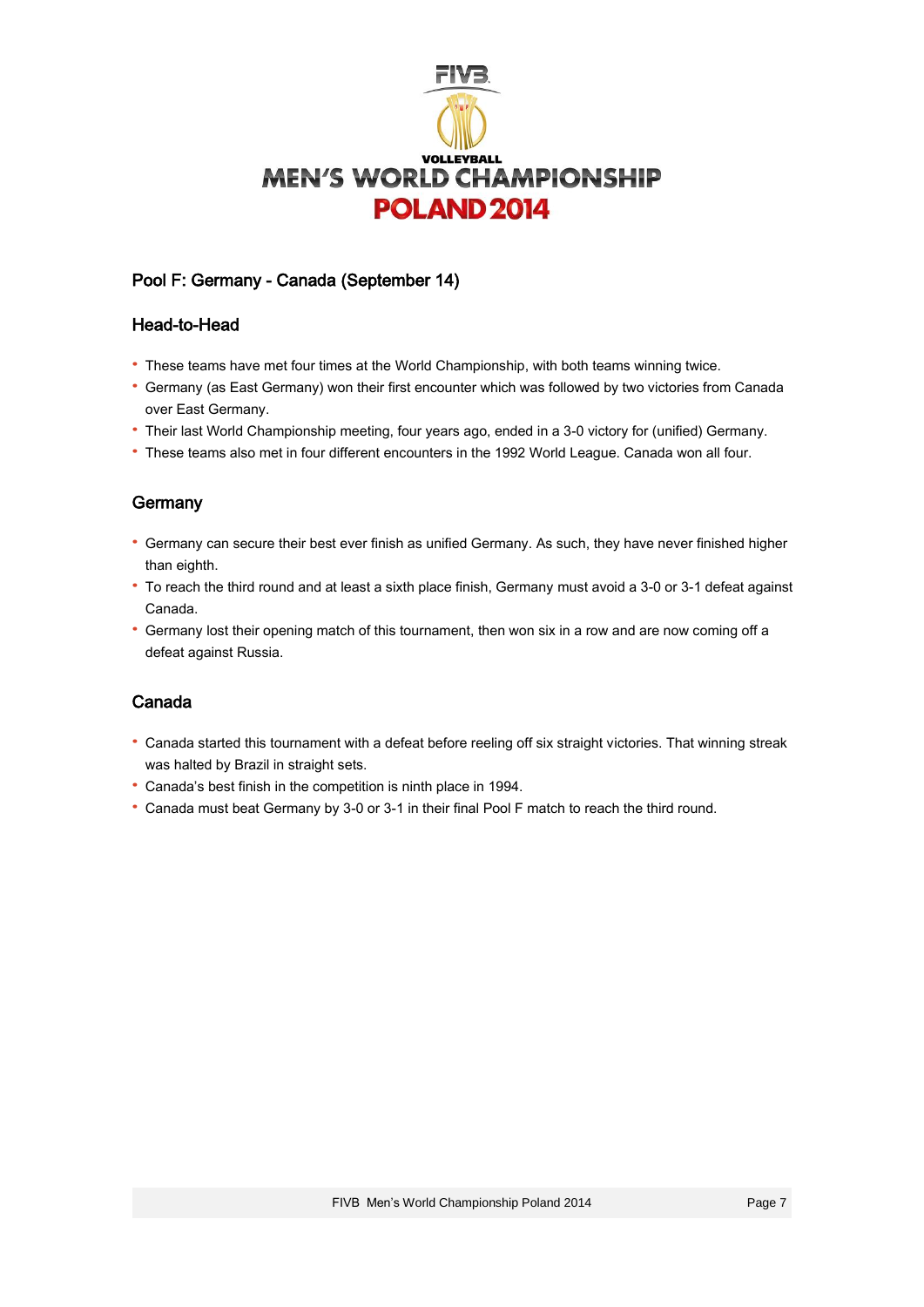# Pool F: Germany - Canada (September 14)

## Head-to-Head

- These teams have met four times at the World Championship, with both teams winning twice.
- Germany (as East Germany) won their first encounter which was followed by two victories from Canada over East Germany.
- Their last World Championship meeting, four years ago, ended in a 3-0 victory for (unified) Germany.
- These teams also met in four different encounters in the 1992 World League. Canada won all four.

## Germany

- Germany can secure their best ever finish as unified Germany. As such, they have never finished higher than eighth.
- To reach the third round and at least a sixth place finish, Germany must avoid a 3-0 or 3-1 defeat against Canada.
- Germany lost their opening match of this tournament, then won six in a row and are now coming off a defeat against Russia.

## Canada

- Canada started this tournament with a defeat before reeling off six straight victories. That winning streak was halted by Brazil in straight sets.
- Canada's best finish in the competition is ninth place in 1994.
- Canada must beat Germany by 3-0 or 3-1 in their final Pool F match to reach the third round.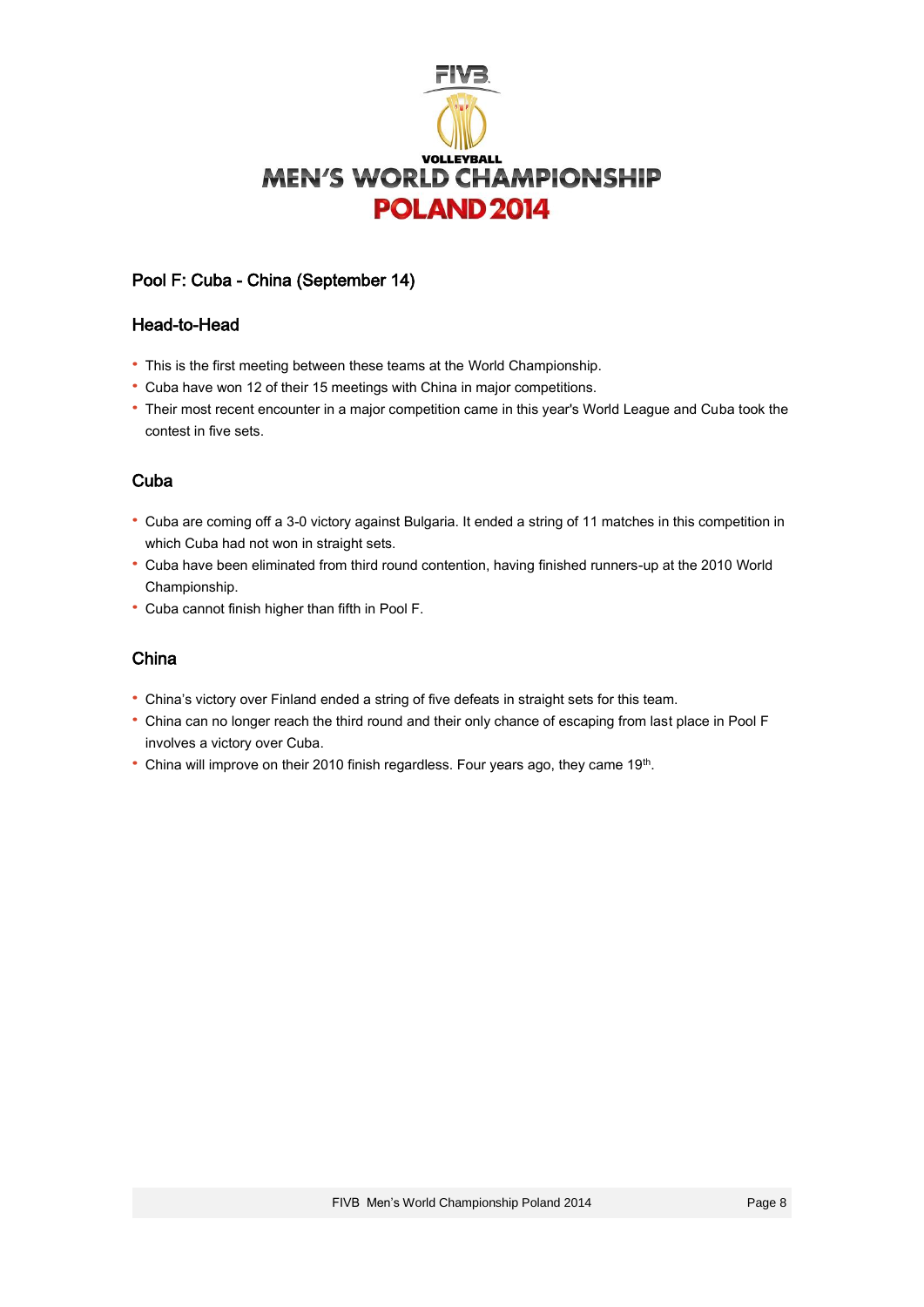VOLLEYBALL MEN'S WORLD CHAMPIONSHIP POLAND 2014

## Pool F: Cuba - China (September 14)

### Head-to-Head

- This is the first meeting between these teams at the World Championship.
- Cuba have won 12 of their 15 meetings with China in major competitions.
- Their most recent encounter in a major competition came in this year's World League and Cuba took the contest in five sets.

### Cuba

- Cuba are coming off a 3-0 victory against Bulgaria. It ended a string of 11 matches in this competition in which Cuba had not won in straight sets.
- Cuba have been eliminated from third round contention, having finished runners-up at the 2010 World Championship.
- Cuba cannot finish higher than fifth in Pool F.

### China

- China's victory over Finland ended a string of five defeats in straight sets for this team.
- China can no longer reach the third round and their only chance of escaping from last place in Pool F involves a victory over Cuba.
- China will improve on their 2010 finish regardless. Four years ago, they came 19th.